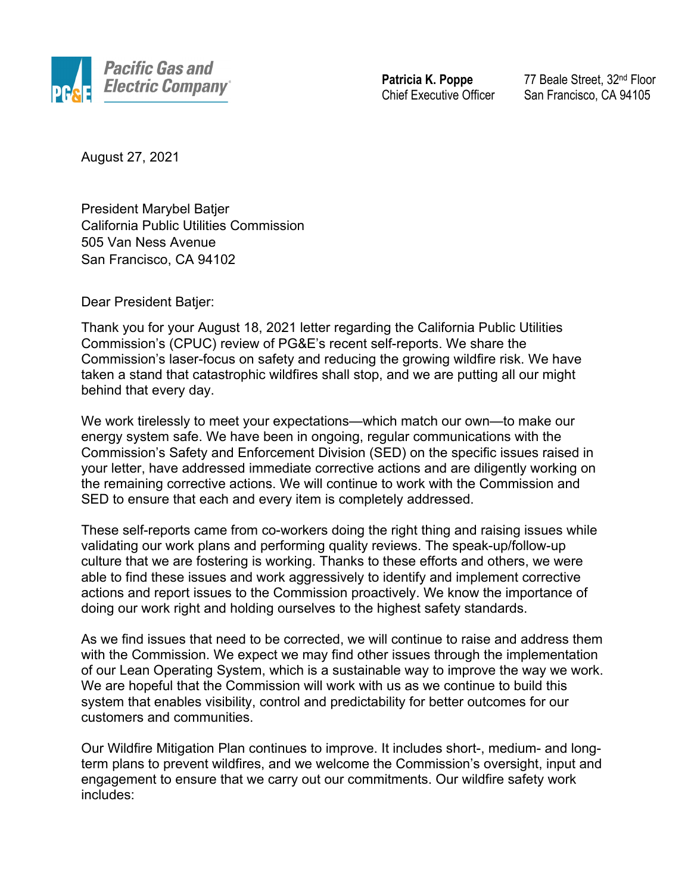Pacific Gas and Electric Company

**Patricia K. Poppe**
Chief Executive Officer

77 Beale Street, 32nd Floor
San Francisco, CA 94105

August 27, 2021

President Marybel Batjer
California Public Utilities Commission
505 Van Ness Avenue
San Francisco, CA 94102

Dear President Batjer:

Thank you for your August 18, 2021 letter regarding the California Public Utilities Commission's (CPUC) review of PG&E's recent self-reports. We share the Commission's laser-focus on safety and reducing the growing wildfire risk. We have taken a stand that catastrophic wildfires shall stop, and we are putting all our might behind that every day.

We work tirelessly to meet your expectations—which match our own—to make our energy system safe. We have been in ongoing, regular communications with the Commission's Safety and Enforcement Division (SED) on the specific issues raised in your letter, have addressed immediate corrective actions and are diligently working on the remaining corrective actions. We will continue to work with the Commission and SED to ensure that each and every item is completely addressed.

These self-reports came from co-workers doing the right thing and raising issues while validating our work plans and performing quality reviews. The speak-up/follow-up culture that we are fostering is working. Thanks to these efforts and others, we were able to find these issues and work aggressively to identify and implement corrective actions and report issues to the Commission proactively. We know the importance of doing our work right and holding ourselves to the highest safety standards.

As we find issues that need to be corrected, we will continue to raise and address them with the Commission. We expect we may find other issues through the implementation of our Lean Operating System, which is a sustainable way to improve the way we work. We are hopeful that the Commission will work with us as we continue to build this system that enables visibility, control and predictability for better outcomes for our customers and communities.

Our Wildfire Mitigation Plan continues to improve. It includes short-, medium- and long-term plans to prevent wildfires, and we welcome the Commission's oversight, input and engagement to ensure that we carry out our commitments. Our wildfire safety work includes: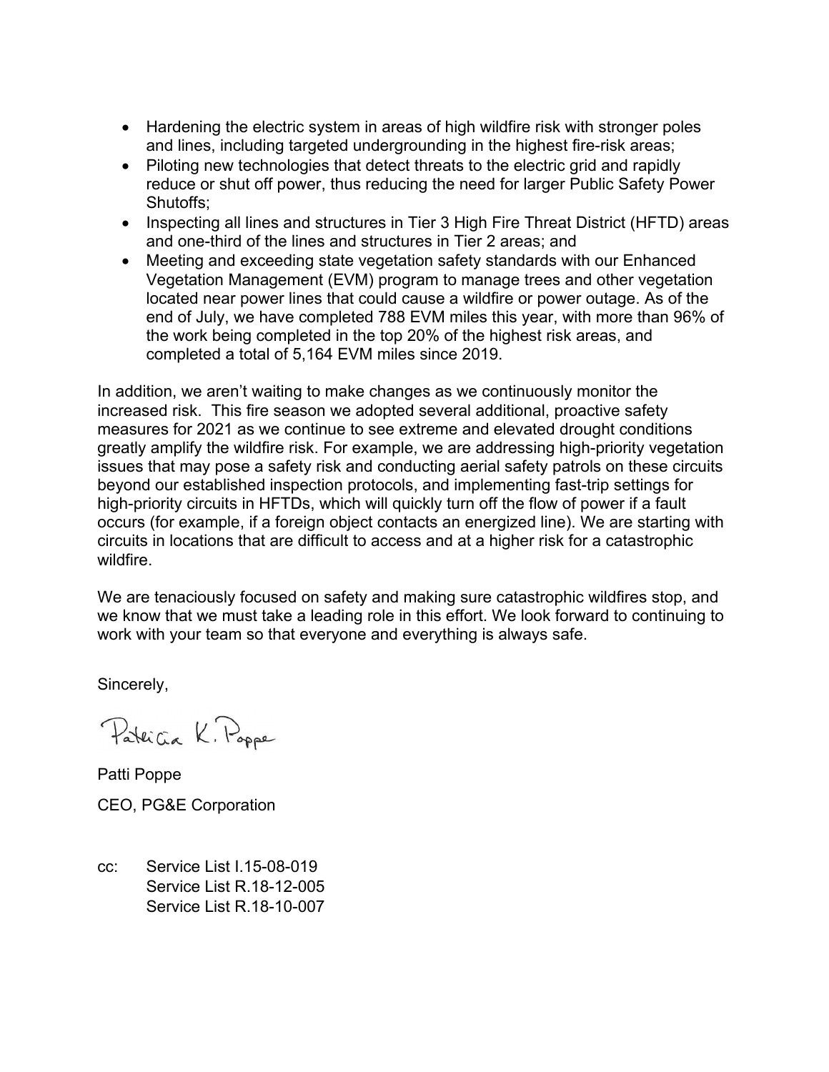- Hardening the electric system in areas of high wildfire risk with stronger poles and lines, including targeted undergrounding in the highest fire-risk areas;
- Piloting new technologies that detect threats to the electric grid and rapidly reduce or shut off power, thus reducing the need for larger Public Safety Power Shutoffs;
- Inspecting all lines and structures in Tier 3 High Fire Threat District (HFTD) areas and one-third of the lines and structures in Tier 2 areas; and
- Meeting and exceeding state vegetation safety standards with our Enhanced Vegetation Management (EVM) program to manage trees and other vegetation located near power lines that could cause a wildfire or power outage. As of the end of July, we have completed 788 EVM miles this year, with more than 96% of the work being completed in the top 20% of the highest risk areas, and completed a total of 5,164 EVM miles since 2019.

In addition, we aren't waiting to make changes as we continuously monitor the increased risk. This fire season we adopted several additional, proactive safety measures for 2021 as we continue to see extreme and elevated drought conditions greatly amplify the wildfire risk. For example, we are addressing high-priority vegetation issues that may pose a safety risk and conducting aerial safety patrols on these circuits beyond our established inspection protocols, and implementing fast-trip settings for high-priority circuits in HFTDs, which will quickly turn off the flow of power if a fault occurs (for example, if a foreign object contacts an energized line). We are starting with circuits in locations that are difficult to access and at a higher risk for a catastrophic wildfire.

We are tenaciously focused on safety and making sure catastrophic wildfires stop, and we know that we must take a leading role in this effort. We look forward to continuing to work with your team so that everyone and everything is always safe.

Sincerely,

Patricia K. Poppe

Patti Poppe

CEO, PG&E Corporation

cc: Service List I.15-08-019
Service List R.18-12-005
Service List R.18-10-007